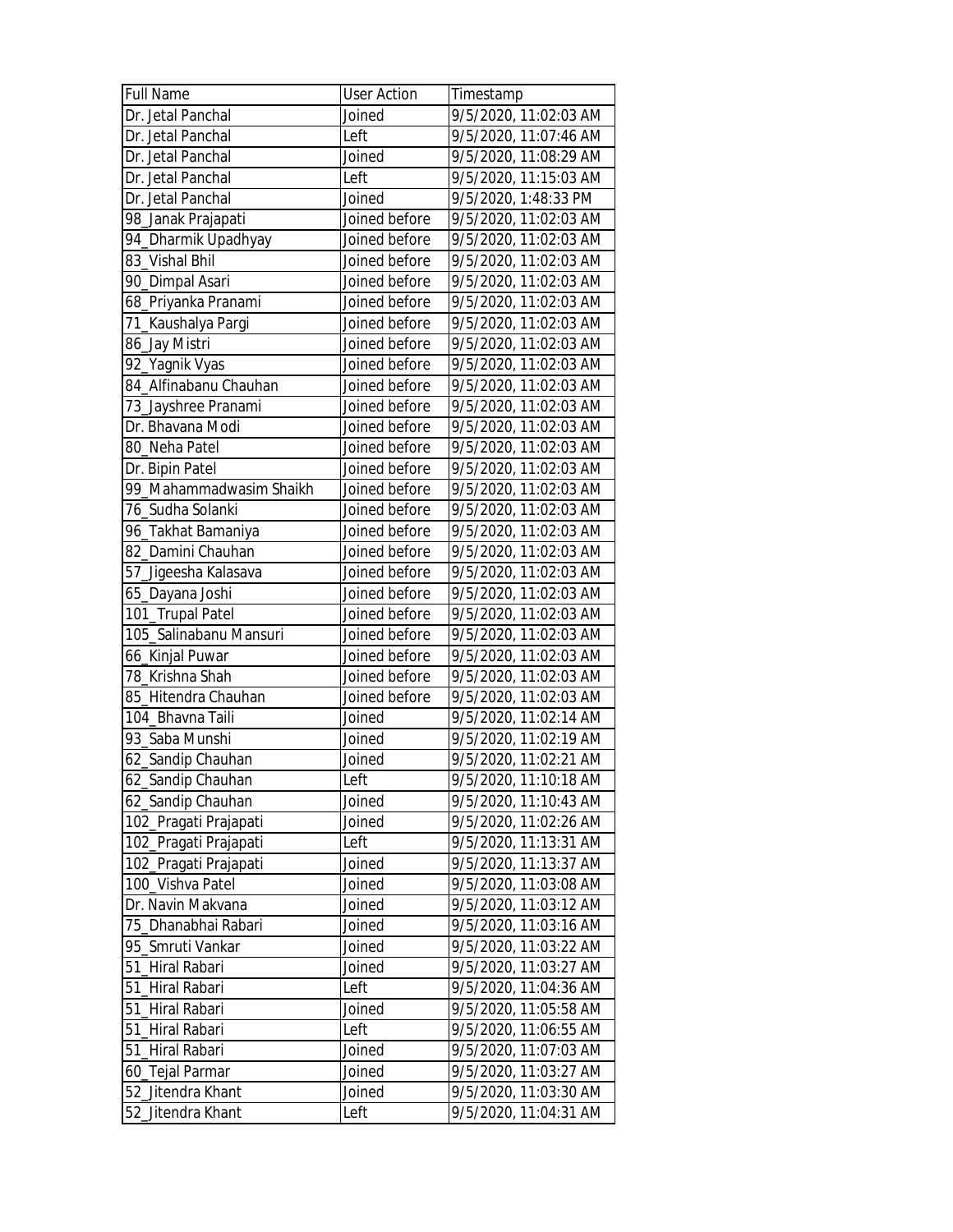| Full Name | User Action | Timestamp |
| --- | --- | --- |
| Dr. Jetal Panchal | Joined | 9/5/2020, 11:02:03 AM |
| Dr. Jetal Panchal | Left | 9/5/2020, 11:07:46 AM |
| Dr. Jetal Panchal | Joined | 9/5/2020, 11:08:29 AM |
| Dr. Jetal Panchal | Left | 9/5/2020, 11:15:03 AM |
| Dr. Jetal Panchal | Joined | 9/5/2020, 1:48:33 PM |
| 98_Janak Prajapati | Joined before | 9/5/2020, 11:02:03 AM |
| 94_Dharmik Upadhyay | Joined before | 9/5/2020, 11:02:03 AM |
| 83_Vishal Bhil | Joined before | 9/5/2020, 11:02:03 AM |
| 90_Dimpal Asari | Joined before | 9/5/2020, 11:02:03 AM |
| 68_Priyanka Pranami | Joined before | 9/5/2020, 11:02:03 AM |
| 71_Kaushalya Pargi | Joined before | 9/5/2020, 11:02:03 AM |
| 86_Jay Mistri | Joined before | 9/5/2020, 11:02:03 AM |
| 92_Yagnik Vyas | Joined before | 9/5/2020, 11:02:03 AM |
| 84_Alfinabanu Chauhan | Joined before | 9/5/2020, 11:02:03 AM |
| 73_Jayshree Pranami | Joined before | 9/5/2020, 11:02:03 AM |
| Dr. Bhavana Modi | Joined before | 9/5/2020, 11:02:03 AM |
| 80_Neha Patel | Joined before | 9/5/2020, 11:02:03 AM |
| Dr. Bipin Patel | Joined before | 9/5/2020, 11:02:03 AM |
| 99_Mahammadwasim Shaikh | Joined before | 9/5/2020, 11:02:03 AM |
| 76_Sudha Solanki | Joined before | 9/5/2020, 11:02:03 AM |
| 96_Takhat Bamaniya | Joined before | 9/5/2020, 11:02:03 AM |
| 82_Damini Chauhan | Joined before | 9/5/2020, 11:02:03 AM |
| 57_Jigeesha Kalasava | Joined before | 9/5/2020, 11:02:03 AM |
| 65_Dayana Joshi | Joined before | 9/5/2020, 11:02:03 AM |
| 101_Trupal Patel | Joined before | 9/5/2020, 11:02:03 AM |
| 105_Salinabanu Mansuri | Joined before | 9/5/2020, 11:02:03 AM |
| 66_Kinjal Puwar | Joined before | 9/5/2020, 11:02:03 AM |
| 78_Krishna Shah | Joined before | 9/5/2020, 11:02:03 AM |
| 85_Hitendra Chauhan | Joined before | 9/5/2020, 11:02:03 AM |
| 104_Bhavna Taili | Joined | 9/5/2020, 11:02:14 AM |
| 93_Saba Munshi | Joined | 9/5/2020, 11:02:19 AM |
| 62_Sandip Chauhan | Joined | 9/5/2020, 11:02:21 AM |
| 62_Sandip Chauhan | Left | 9/5/2020, 11:10:18 AM |
| 62_Sandip Chauhan | Joined | 9/5/2020, 11:10:43 AM |
| 102_Pragati Prajapati | Joined | 9/5/2020, 11:02:26 AM |
| 102_Pragati Prajapati | Left | 9/5/2020, 11:13:31 AM |
| 102_Pragati Prajapati | Joined | 9/5/2020, 11:13:37 AM |
| 100_Vishva Patel | Joined | 9/5/2020, 11:03:08 AM |
| Dr. Navin Makvana | Joined | 9/5/2020, 11:03:12 AM |
| 75_Dhanabhai Rabari | Joined | 9/5/2020, 11:03:16 AM |
| 95_Smruti Vankar | Joined | 9/5/2020, 11:03:22 AM |
| 51_Hiral Rabari | Joined | 9/5/2020, 11:03:27 AM |
| 51_Hiral Rabari | Left | 9/5/2020, 11:04:36 AM |
| 51_Hiral Rabari | Joined | 9/5/2020, 11:05:58 AM |
| 51_Hiral Rabari | Left | 9/5/2020, 11:06:55 AM |
| 51_Hiral Rabari | Joined | 9/5/2020, 11:07:03 AM |
| 60_Tejal Parmar | Joined | 9/5/2020, 11:03:27 AM |
| 52_Jitendra Khant | Joined | 9/5/2020, 11:03:30 AM |
| 52_Jitendra Khant | Left | 9/5/2020, 11:04:31 AM |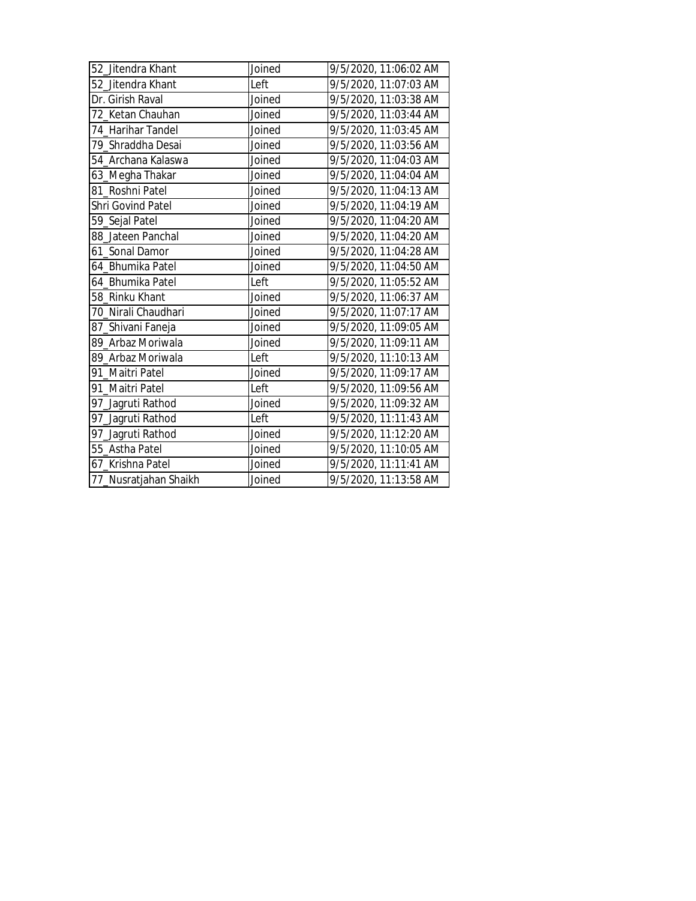| | | |
|---|---|---|
| 52_Jitendra Khant | Joined | 9/5/2020, 11:06:02 AM |
| 52_Jitendra Khant | Left | 9/5/2020, 11:07:03 AM |
| Dr. Girish Raval | Joined | 9/5/2020, 11:03:38 AM |
| 72_Ketan Chauhan | Joined | 9/5/2020, 11:03:44 AM |
| 74_Harihar Tandel | Joined | 9/5/2020, 11:03:45 AM |
| 79_Shraddha Desai | Joined | 9/5/2020, 11:03:56 AM |
| 54_Archana Kalaswa | Joined | 9/5/2020, 11:04:03 AM |
| 63_Megha Thakar | Joined | 9/5/2020, 11:04:04 AM |
| 81_Roshni Patel | Joined | 9/5/2020, 11:04:13 AM |
| Shri Govind Patel | Joined | 9/5/2020, 11:04:19 AM |
| 59_Sejal Patel | Joined | 9/5/2020, 11:04:20 AM |
| 88_Jateen Panchal | Joined | 9/5/2020, 11:04:20 AM |
| 61_Sonal Damor | Joined | 9/5/2020, 11:04:28 AM |
| 64_Bhumika Patel | Joined | 9/5/2020, 11:04:50 AM |
| 64_Bhumika Patel | Left | 9/5/2020, 11:05:52 AM |
| 58_Rinku Khant | Joined | 9/5/2020, 11:06:37 AM |
| 70_Nirali Chaudhari | Joined | 9/5/2020, 11:07:17 AM |
| 87_Shivani Faneja | Joined | 9/5/2020, 11:09:05 AM |
| 89_Arbaz Moriwala | Joined | 9/5/2020, 11:09:11 AM |
| 89_Arbaz Moriwala | Left | 9/5/2020, 11:10:13 AM |
| 91_Maitri Patel | Joined | 9/5/2020, 11:09:17 AM |
| 91_Maitri Patel | Left | 9/5/2020, 11:09:56 AM |
| 97_Jagruti Rathod | Joined | 9/5/2020, 11:09:32 AM |
| 97_Jagruti Rathod | Left | 9/5/2020, 11:11:43 AM |
| 97_Jagruti Rathod | Joined | 9/5/2020, 11:12:20 AM |
| 55_Astha Patel | Joined | 9/5/2020, 11:10:05 AM |
| 67_Krishna Patel | Joined | 9/5/2020, 11:11:41 AM |
| 77_Nusratjahan Shaikh | Joined | 9/5/2020, 11:13:58 AM |